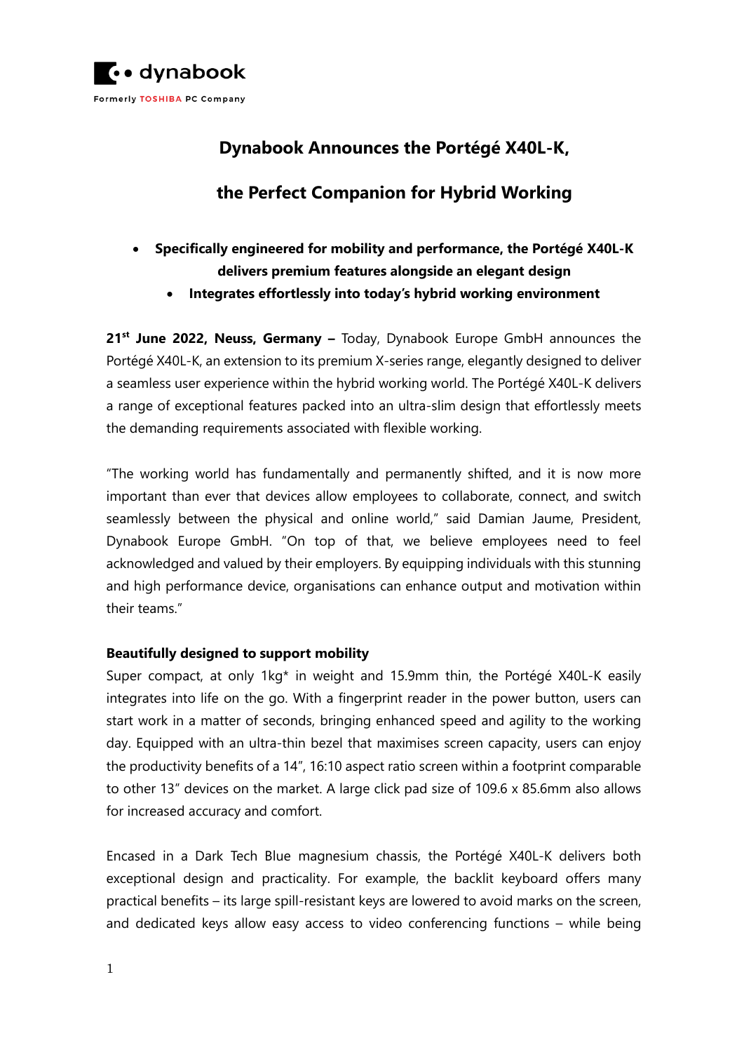dynabook

Formerly TOSHIBA PC Company

# Dynabook Announces the Portégé X40L-K,

# the Perfect Companion for Hybrid Working

- **Specifically engineered for mobility and performance, the Portégé X40L-K delivers premium features alongside an elegant design**
- **Integrates effortlessly into today's hybrid working environment**

**21st June 2022, Neuss, Germany –** Today, Dynabook Europe GmbH announces the Portégé X40L-K, an extension to its premium X-series range, elegantly designed to deliver a seamless user experience within the hybrid working world. The Portégé X40L-K delivers a range of exceptional features packed into an ultra-slim design that effortlessly meets the demanding requirements associated with flexible working.

"The working world has fundamentally and permanently shifted, and it is now more important than ever that devices allow employees to collaborate, connect, and switch seamlessly between the physical and online world," said Damian Jaume, President, Dynabook Europe GmbH. "On top of that, we believe employees need to feel acknowledged and valued by their employers. By equipping individuals with this stunning and high performance device, organisations can enhance output and motivation within their teams."

**Beautifully designed to support mobility**

Super compact, at only 1kg* in weight and 15.9mm thin, the Portégé X40L-K easily integrates into life on the go. With a fingerprint reader in the power button, users can start work in a matter of seconds, bringing enhanced speed and agility to the working day. Equipped with an ultra-thin bezel that maximises screen capacity, users can enjoy the productivity benefits of a 14", 16:10 aspect ratio screen within a footprint comparable to other 13" devices on the market. A large click pad size of 109.6 x 85.6mm also allows for increased accuracy and comfort.

Encased in a Dark Tech Blue magnesium chassis, the Portégé X40L-K delivers both exceptional design and practicality. For example, the backlit keyboard offers many practical benefits – its large spill-resistant keys are lowered to avoid marks on the screen, and dedicated keys allow easy access to video conferencing functions – while being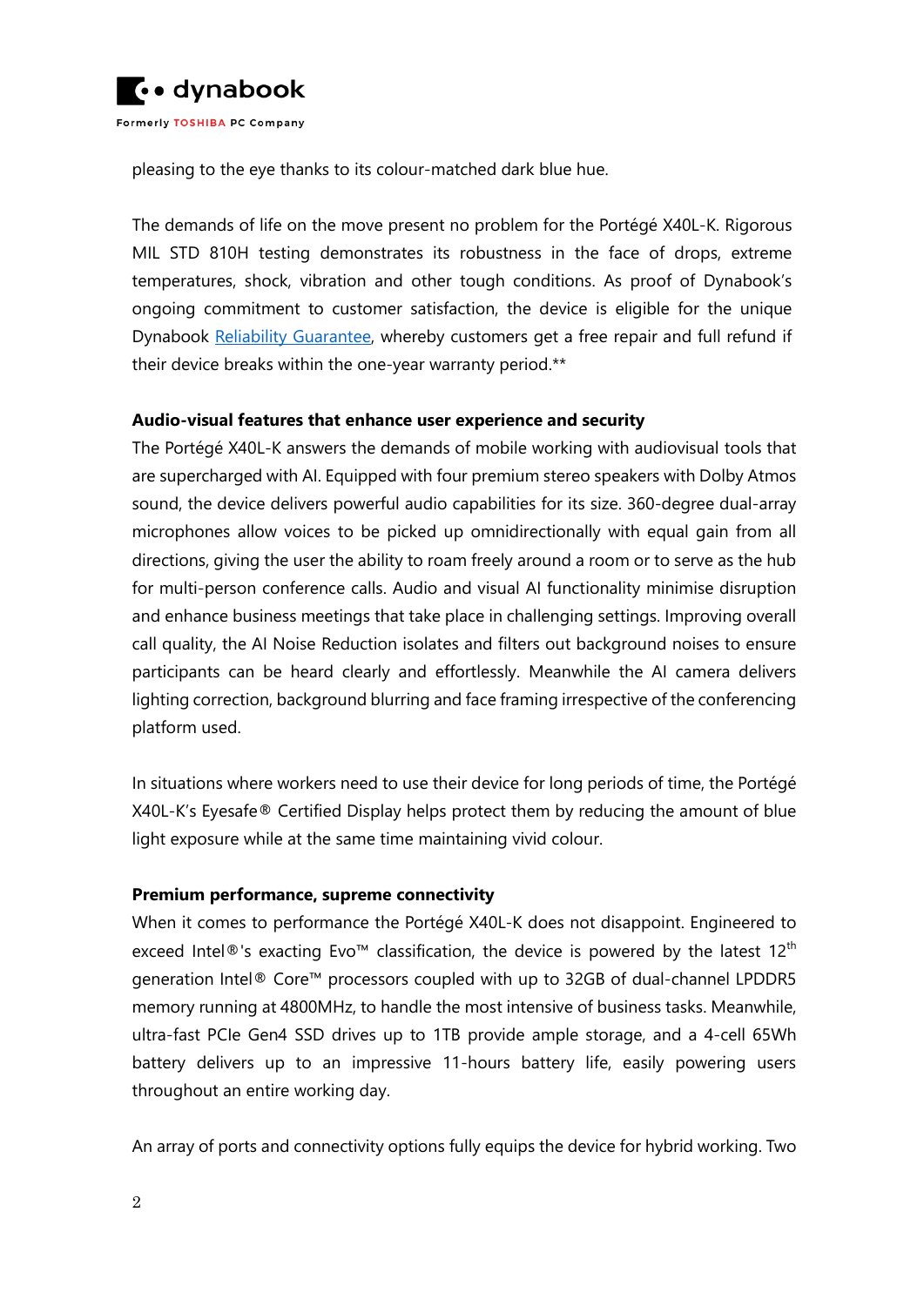pleasing to the eye thanks to its colour-matched dark blue hue.

The demands of life on the move present no problem for the Portégé X40L-K. Rigorous MIL STD 810H testing demonstrates its robustness in the face of drops, extreme temperatures, shock, vibration and other tough conditions. As proof of Dynabook's ongoing commitment to customer satisfaction, the device is eligible for the unique Dynabook Reliability Guarantee, whereby customers get a free repair and full refund if their device breaks within the one-year warranty period.**

**Audio-visual features that enhance user experience and security**

The Portégé X40L-K answers the demands of mobile working with audiovisual tools that are supercharged with AI. Equipped with four premium stereo speakers with Dolby Atmos sound, the device delivers powerful audio capabilities for its size. 360-degree dual-array microphones allow voices to be picked up omnidirectionally with equal gain from all directions, giving the user the ability to roam freely around a room or to serve as the hub for multi-person conference calls. Audio and visual AI functionality minimise disruption and enhance business meetings that take place in challenging settings. Improving overall call quality, the AI Noise Reduction isolates and filters out background noises to ensure participants can be heard clearly and effortlessly. Meanwhile the AI camera delivers lighting correction, background blurring and face framing irrespective of the conferencing platform used.

In situations where workers need to use their device for long periods of time, the Portégé X40L-K's Eyesafe® Certified Display helps protect them by reducing the amount of blue light exposure while at the same time maintaining vivid colour.

**Premium performance, supreme connectivity**

When it comes to performance the Portégé X40L-K does not disappoint. Engineered to exceed Intel®'s exacting Evo™ classification, the device is powered by the latest 12th generation Intel® Core™ processors coupled with up to 32GB of dual-channel LPDDR5 memory running at 4800MHz, to handle the most intensive of business tasks. Meanwhile, ultra-fast PCIe Gen4 SSD drives up to 1TB provide ample storage, and a 4-cell 65Wh battery delivers up to an impressive 11-hours battery life, easily powering users throughout an entire working day.

An array of ports and connectivity options fully equips the device for hybrid working. Two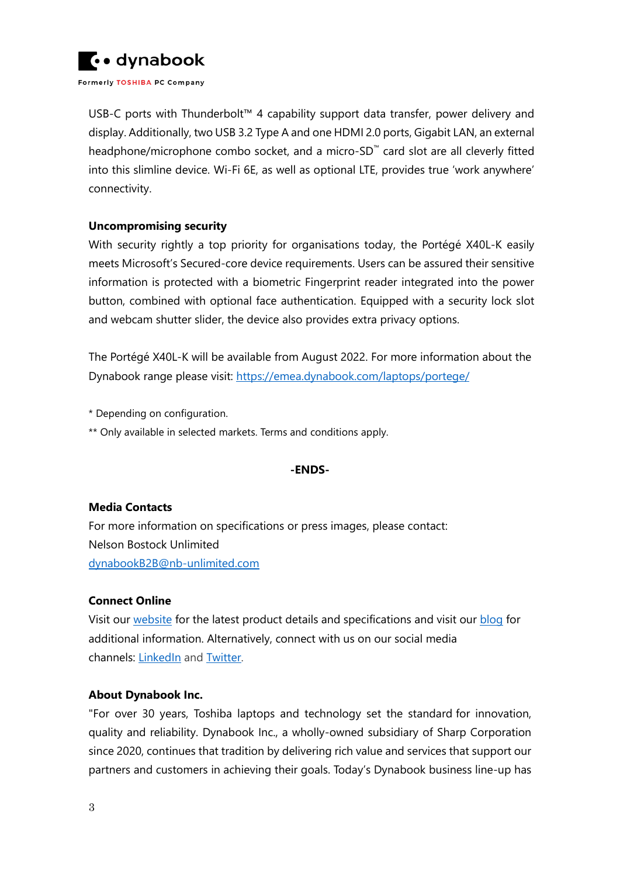USB-C ports with Thunderbolt™ 4 capability support data transfer, power delivery and display. Additionally, two USB 3.2 Type A and one HDMI 2.0 ports, Gigabit LAN, an external headphone/microphone combo socket, and a micro-SD™ card slot are all cleverly fitted into this slimline device. Wi-Fi 6E, as well as optional LTE, provides true 'work anywhere' connectivity.

**Uncompromising security**

With security rightly a top priority for organisations today, the Portégé X40L-K easily meets Microsoft's Secured-core device requirements. Users can be assured their sensitive information is protected with a biometric Fingerprint reader integrated into the power button, combined with optional face authentication. Equipped with a security lock slot and webcam shutter slider, the device also provides extra privacy options.

The Portégé X40L-K will be available from August 2022. For more information about the Dynabook range please visit: [https://emea.dynabook.com/laptops/portege/](https://emea.dynabook.com/laptops/portege/)

* Depending on configuration.

** Only available in selected markets. Terms and conditions apply.

**-ENDS-**

**Media Contacts**

For more information on specifications or press images, please contact:
Nelson Bostock Unlimited
dynabookB2B@nb-unlimited.com

**Connect Online**

Visit our website for the latest product details and specifications and visit our blog for additional information. Alternatively, connect with us on our social media channels: LinkedIn and Twitter.

**About Dynabook Inc.**

"For over 30 years, Toshiba laptops and technology set the standard for innovation, quality and reliability. Dynabook Inc., a wholly-owned subsidiary of Sharp Corporation since 2020, continues that tradition by delivering rich value and services that support our partners and customers in achieving their goals. Today's Dynabook business line-up has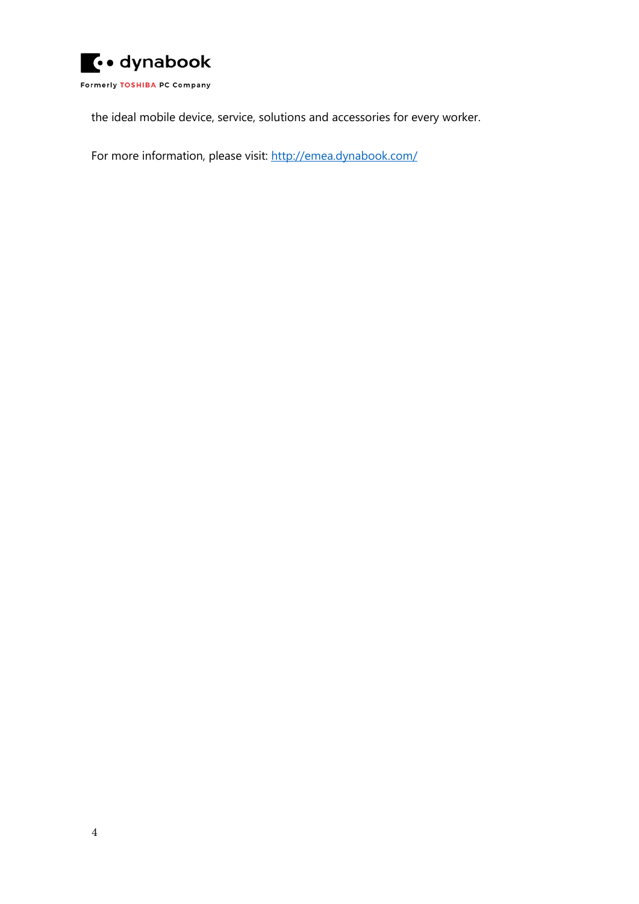the ideal mobile device, service, solutions and accessories for every worker.

For more information, please visit: [http://emea.dynabook.com/](http://emea.dynabook.com/)